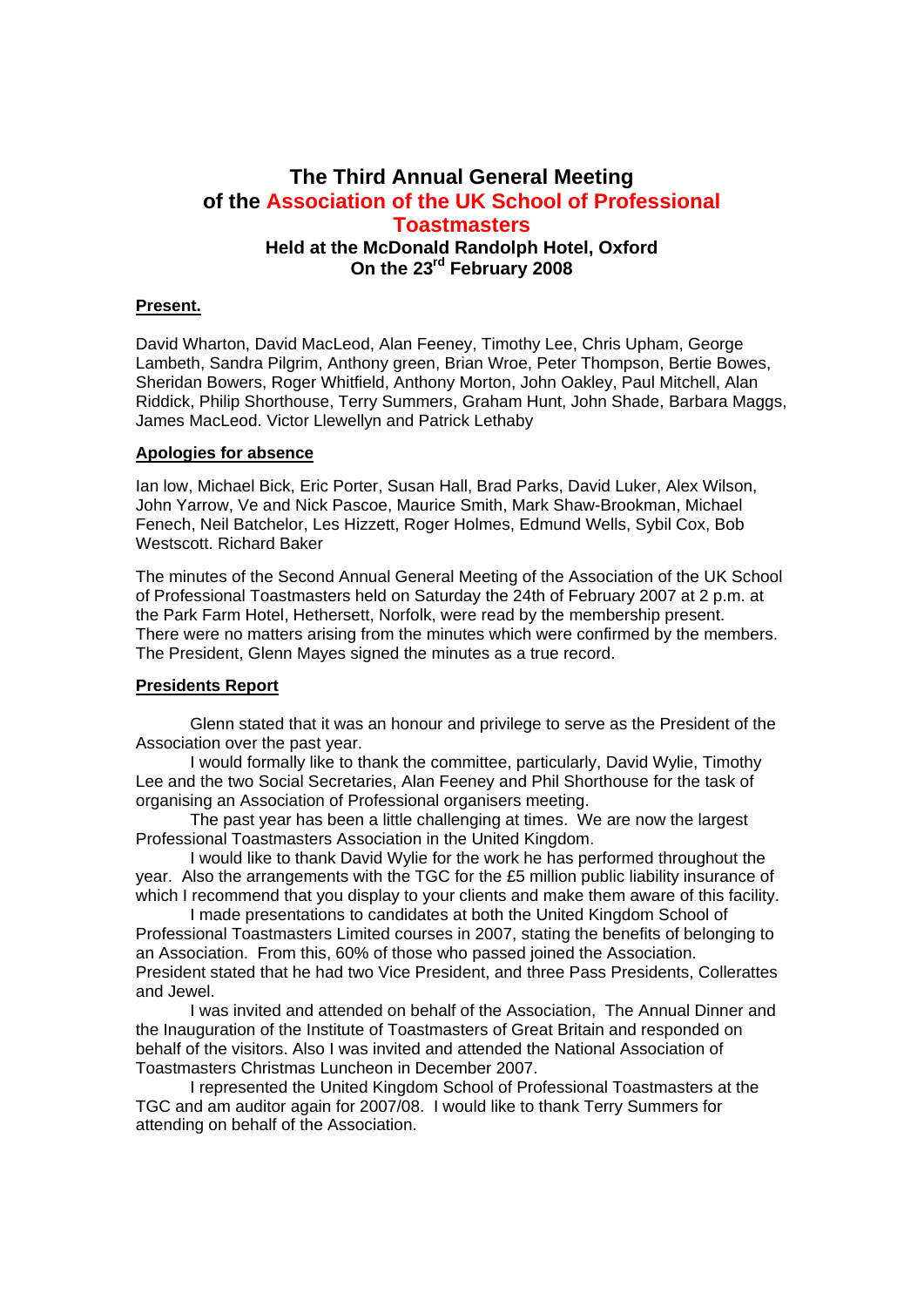# The Third Annual General Meeting of the Association of the UK School of Professional Toastmasters

## Held at the McDonald Randolph Hotel, Oxford On the 23rd February 2008

**Present.**

David Wharton, David MacLeod, Alan Feeney, Timothy Lee, Chris Upham, George Lambeth, Sandra Pilgrim, Anthony green, Brian Wroe, Peter Thompson, Bertie Bowes, Sheridan Bowers, Roger Whitfield, Anthony Morton, John Oakley, Paul Mitchell, Alan Riddick, Philip Shorthouse, Terry Summers, Graham Hunt, John Shade, Barbara Maggs, James MacLeod. Victor Llewellyn and Patrick Lethaby

**Apologies for absence**

Ian low, Michael Bick, Eric Porter, Susan Hall, Brad Parks, David Luker, Alex Wilson, John Yarrow, Ve and Nick Pascoe, Maurice Smith, Mark Shaw-Brookman, Michael Fenech, Neil Batchelor, Les Hizzett, Roger Holmes, Edmund Wells, Sybil Cox, Bob Westscott. Richard Baker

The minutes of the Second Annual General Meeting of the Association of the UK School of Professional Toastmasters held on Saturday the 24th of February 2007 at 2 p.m. at the Park Farm Hotel, Hethersett, Norfolk, were read by the membership present. There were no matters arising from the minutes which were confirmed by the members. The President, Glenn Mayes signed the minutes as a true record.

**Presidents Report**

Glenn stated that it was an honour and privilege to serve as the President of the Association over the past year.

I would formally like to thank the committee, particularly, David Wylie, Timothy Lee and the two Social Secretaries, Alan Feeney and Phil Shorthouse for the task of organising an Association of Professional organisers meeting.

The past year has been a little challenging at times. We are now the largest Professional Toastmasters Association in the United Kingdom.

I would like to thank David Wylie for the work he has performed throughout the year. Also the arrangements with the TGC for the £5 million public liability insurance of which I recommend that you display to your clients and make them aware of this facility.

I made presentations to candidates at both the United Kingdom School of Professional Toastmasters Limited courses in 2007, stating the benefits of belonging to an Association. From this, 60% of those who passed joined the Association. President stated that he had two Vice President, and three Pass Presidents, Colleratttes and Jewel.

I was invited and attended on behalf of the Association, The Annual Dinner and the Inauguration of the Institute of Toastmasters of Great Britain and responded on behalf of the visitors. Also I was invited and attended the National Association of Toastmasters Christmas Luncheon in December 2007.

I represented the United Kingdom School of Professional Toastmasters at the TGC and am auditor again for 2007/08. I would like to thank Terry Summers for attending on behalf of the Association.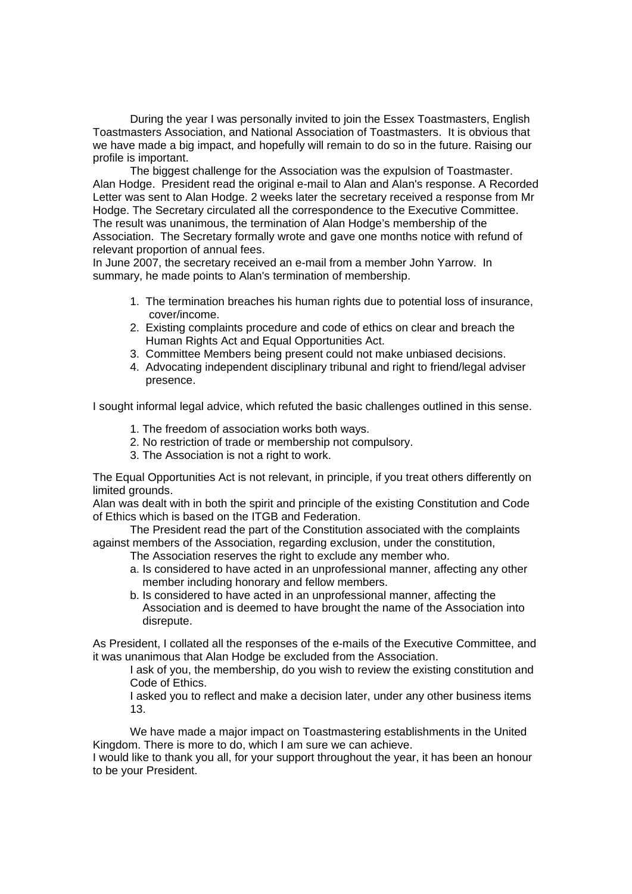During the year I was personally invited to join the Essex Toastmasters, English Toastmasters Association, and National Association of Toastmasters. It is obvious that we have made a big impact, and hopefully will remain to do so in the future. Raising our profile is important.

The biggest challenge for the Association was the expulsion of Toastmaster. Alan Hodge. President read the original e-mail to Alan and Alan's response. A Recorded Letter was sent to Alan Hodge. 2 weeks later the secretary received a response from Mr Hodge. The Secretary circulated all the correspondence to the Executive Committee. The result was unanimous, the termination of Alan Hodge's membership of the Association. The Secretary formally wrote and gave one months notice with refund of relevant proportion of annual fees.

In June 2007, the secretary received an e-mail from a member John Yarrow. In summary, he made points to Alan's termination of membership.

1. The termination breaches his human rights due to potential loss of insurance, cover/income.
2. Existing complaints procedure and code of ethics on clear and breach the Human Rights Act and Equal Opportunities Act.
3. Committee Members being present could not make unbiased decisions.
4. Advocating independent disciplinary tribunal and right to friend/legal adviser presence.

I sought informal legal advice, which refuted the basic challenges outlined in this sense.

1. The freedom of association works both ways.
2. No restriction of trade or membership not compulsory.
3. The Association is not a right to work.

The Equal Opportunities Act is not relevant, in principle, if you treat others differently on limited grounds.

Alan was dealt with in both the spirit and principle of the existing Constitution and Code of Ethics which is based on the ITGB and Federation.

The President read the part of the Constitution associated with the complaints against members of the Association, regarding exclusion, under the constitution,

The Association reserves the right to exclude any member who.

a. Is considered to have acted in an unprofessional manner, affecting any other member including honorary and fellow members.
b. Is considered to have acted in an unprofessional manner, affecting the Association and is deemed to have brought the name of the Association into disrepute.

As President, I collated all the responses of the e-mails of the Executive Committee, and it was unanimous that Alan Hodge be excluded from the Association.

I ask of you, the membership, do you wish to review the existing constitution and Code of Ethics.

I asked you to reflect and make a decision later, under any other business items 13.

We have made a major impact on Toastmastering establishments in the United Kingdom. There is more to do, which I am sure we can achieve.

I would like to thank you all, for your support throughout the year, it has been an honour to be your President.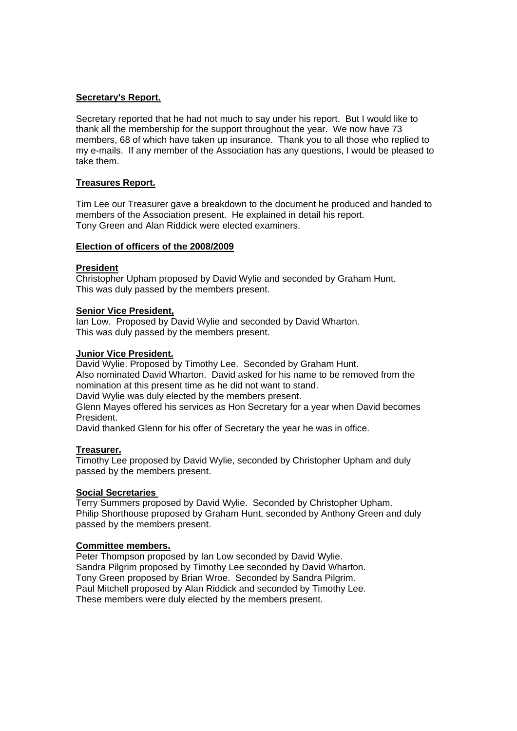**Secretary's Report.**

Secretary reported that he had not much to say under his report. But I would like to thank all the membership for the support throughout the year. We now have 73 members, 68 of which have taken up insurance. Thank you to all those who replied to my e-mails. If any member of the Association has any questions, I would be pleased to take them.

**Treasures Report.**

Tim Lee our Treasurer gave a breakdown to the document he produced and handed to members of the Association present. He explained in detail his report.
Tony Green and Alan Riddick were elected examiners.

**Election of officers of the 2008/2009**

**President**
Christopher Upham proposed by David Wylie and seconded by Graham Hunt.
This was duly passed by the members present.

**Senior Vice President,**
Ian Low. Proposed by David Wylie and seconded by David Wharton.
This was duly passed by the members present.

**Junior Vice President.**
David Wylie. Proposed by Timothy Lee. Seconded by Graham Hunt.
Also nominated David Wharton. David asked for his name to be removed from the nomination at this present time as he did not want to stand.
David Wylie was duly elected by the members present.
Glenn Mayes offered his services as Hon Secretary for a year when David becomes President.
David thanked Glenn for his offer of Secretary the year he was in office.

**Treasurer.**
Timothy Lee proposed by David Wylie, seconded by Christopher Upham and duly passed by the members present.

**Social Secretaries**
Terry Summers proposed by David Wylie. Seconded by Christopher Upham.
Philip Shorthouse proposed by Graham Hunt, seconded by Anthony Green and duly passed by the members present.

**Committee members.**
Peter Thompson proposed by Ian Low seconded by David Wylie.
Sandra Pilgrim proposed by Timothy Lee seconded by David Wharton.
Tony Green proposed by Brian Wroe. Seconded by Sandra Pilgrim.
Paul Mitchell proposed by Alan Riddick and seconded by Timothy Lee.
These members were duly elected by the members present.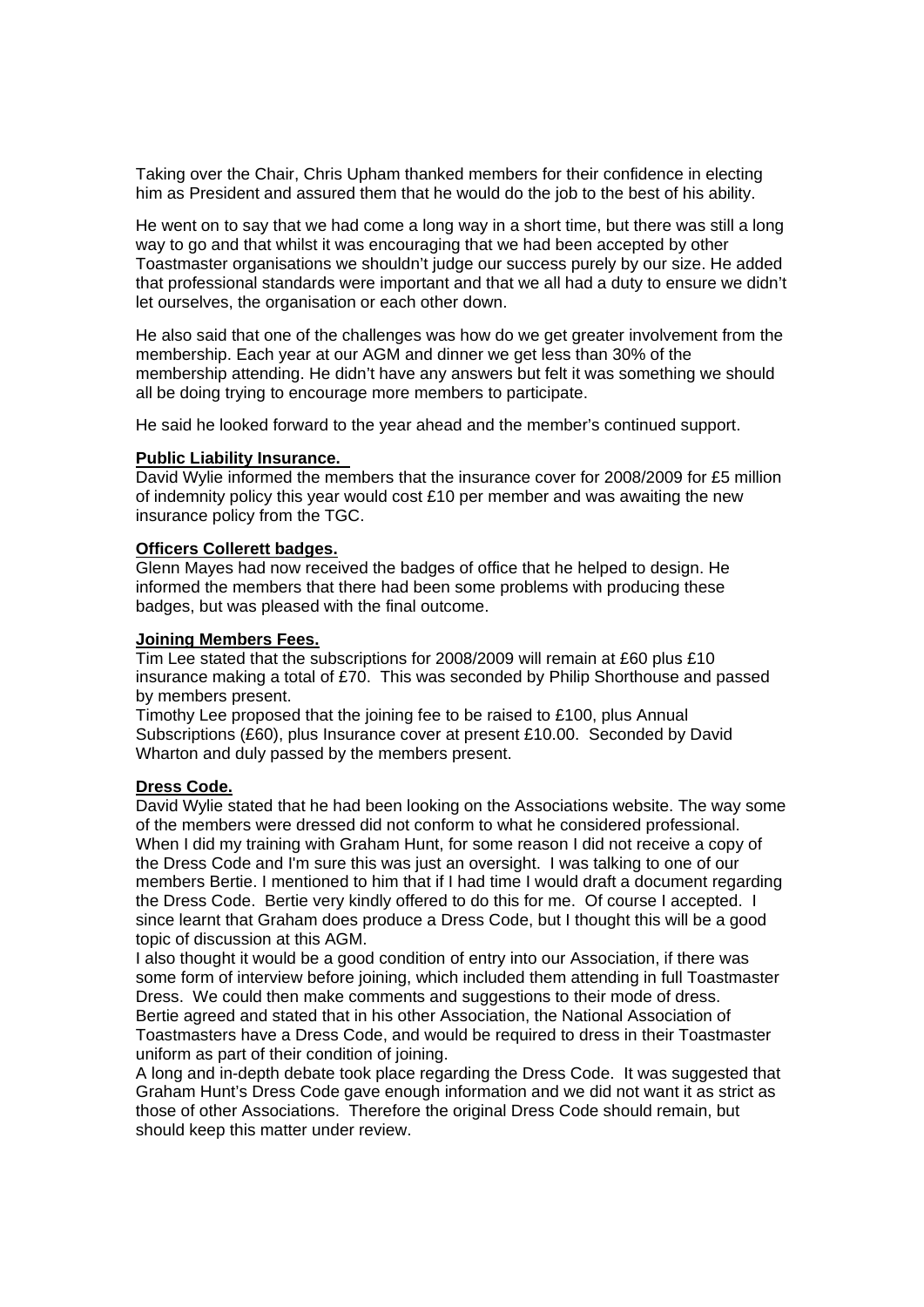Taking over the Chair, Chris Upham thanked members for their confidence in electing him as President and assured them that he would do the job to the best of his ability.

He went on to say that we had come a long way in a short time, but there was still a long way to go and that whilst it was encouraging that we had been accepted by other Toastmaster organisations we shouldn't judge our success purely by our size. He added that professional standards were important and that we all had a duty to ensure we didn't let ourselves, the organisation or each other down.

He also said that one of the challenges was how do we get greater involvement from the membership. Each year at our AGM and dinner we get less than 30% of the membership attending. He didn't have any answers but felt it was something we should all be doing trying to encourage more members to participate.

He said he looked forward to the year ahead and the member's continued support.

**Public Liability Insurance.**

David Wylie informed the members that the insurance cover for 2008/2009 for £5 million of indemnity policy this year would cost £10 per member and was awaiting the new insurance policy from the TGC.

**Officers Collerett badges.**

Glenn Mayes had now received the badges of office that he helped to design. He informed the members that there had been some problems with producing these badges, but was pleased with the final outcome.

**Joining Members Fees.**

Tim Lee stated that the subscriptions for 2008/2009 will remain at £60 plus £10 insurance making a total of £70. This was seconded by Philip Shorthouse and passed by members present.

Timothy Lee proposed that the joining fee to be raised to £100, plus Annual Subscriptions (£60), plus Insurance cover at present £10.00. Seconded by David Wharton and duly passed by the members present.

**Dress Code.**

David Wylie stated that he had been looking on the Associations website. The way some of the members were dressed did not conform to what he considered professional. When I did my training with Graham Hunt, for some reason I did not receive a copy of the Dress Code and I'm sure this was just an oversight. I was talking to one of our members Bertie. I mentioned to him that if I had time I would draft a document regarding the Dress Code. Bertie very kindly offered to do this for me. Of course I accepted. I since learnt that Graham does produce a Dress Code, but I thought this will be a good topic of discussion at this AGM.

I also thought it would be a good condition of entry into our Association, if there was some form of interview before joining, which included them attending in full Toastmaster Dress. We could then make comments and suggestions to their mode of dress.

Bertie agreed and stated that in his other Association, the National Association of Toastmasters have a Dress Code, and would be required to dress in their Toastmaster uniform as part of their condition of joining.

A long and in-depth debate took place regarding the Dress Code. It was suggested that Graham Hunt's Dress Code gave enough information and we did not want it as strict as those of other Associations. Therefore the original Dress Code should remain, but should keep this matter under review.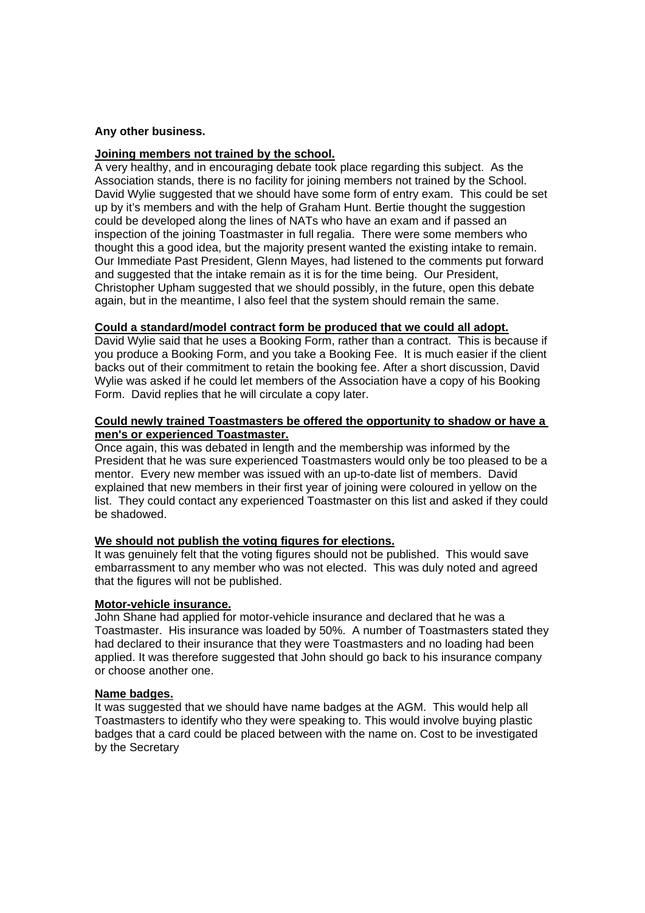**Any other business.**

**<u>Joining members not trained by the school.</u>**

A very healthy, and in encouraging debate took place regarding this subject. As the Association stands, there is no facility for joining members not trained by the School. David Wylie suggested that we should have some form of entry exam. This could be set up by it's members and with the help of Graham Hunt. Bertie thought the suggestion could be developed along the lines of NATs who have an exam and if passed an inspection of the joining Toastmaster in full regalia. There were some members who thought this a good idea, but the majority present wanted the existing intake to remain. Our Immediate Past President, Glenn Mayes, had listened to the comments put forward and suggested that the intake remain as it is for the time being. Our President, Christopher Upham suggested that we should possibly, in the future, open this debate again, but in the meantime, I also feel that the system should remain the same.

**<u>Could a standard/model contract form be produced that we could all adopt.</u>**

David Wylie said that he uses a Booking Form, rather than a contract. This is because if you produce a Booking Form, and you take a Booking Fee. It is much easier if the client backs out of their commitment to retain the booking fee. After a short discussion, David Wylie was asked if he could let members of the Association have a copy of his Booking Form. David replies that he will circulate a copy later.

**<u>Could newly trained Toastmasters be offered the opportunity to shadow or have a men's or experienced Toastmaster.</u>**

Once again, this was debated in length and the membership was informed by the President that he was sure experienced Toastmasters would only be too pleased to be a mentor. Every new member was issued with an up-to-date list of members. David explained that new members in their first year of joining were coloured in yellow on the list. They could contact any experienced Toastmaster on this list and asked if they could be shadowed.

**<u>We should not publish the voting figures for elections.</u>**

It was genuinely felt that the voting figures should not be published. This would save embarrassment to any member who was not elected. This was duly noted and agreed that the figures will not be published.

**<u>Motor-vehicle insurance.</u>**

John Shane had applied for motor-vehicle insurance and declared that he was a Toastmaster. His insurance was loaded by 50%. A number of Toastmasters stated they had declared to their insurance that they were Toastmasters and no loading had been applied. It was therefore suggested that John should go back to his insurance company or choose another one.

**<u>Name badges.</u>**

It was suggested that we should have name badges at the AGM. This would help all Toastmasters to identify who they were speaking to. This would involve buying plastic badges that a card could be placed between with the name on. Cost to be investigated by the Secretary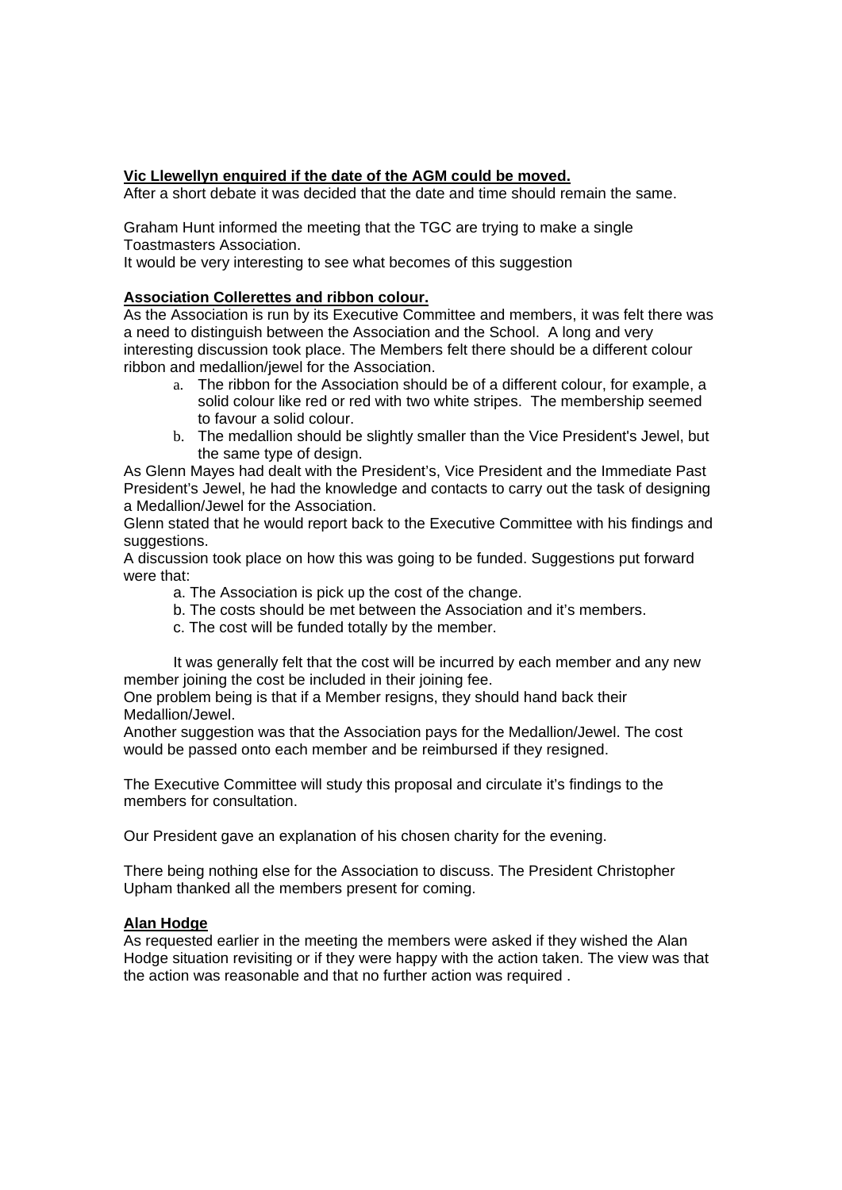**Vic Llewellyn enquired if the date of the AGM could be moved.**

After a short debate it was decided that the date and time should remain the same.

Graham Hunt informed the meeting that the TGC are trying to make a single Toastmasters Association.

It would be very interesting to see what becomes of this suggestion

**Association Collerettes and ribbon colour.**

As the Association is run by its Executive Committee and members, it was felt there was a need to distinguish between the Association and the School. A long and very interesting discussion took place. The Members felt there should be a different colour ribbon and medallion/jewel for the Association.

a. The ribbon for the Association should be of a different colour, for example, a solid colour like red or red with two white stripes. The membership seemed to favour a solid colour.
b. The medallion should be slightly smaller than the Vice President's Jewel, but the same type of design.

As Glenn Mayes had dealt with the President's, Vice President and the Immediate Past President's Jewel, he had the knowledge and contacts to carry out the task of designing a Medallion/Jewel for the Association.

Glenn stated that he would report back to the Executive Committee with his findings and suggestions.

A discussion took place on how this was going to be funded. Suggestions put forward were that:

a. The Association is pick up the cost of the change.
b. The costs should be met between the Association and it's members.
c. The cost will be funded totally by the member.

It was generally felt that the cost will be incurred by each member and any new member joining the cost be included in their joining fee.

One problem being is that if a Member resigns, they should hand back their Medallion/Jewel.

Another suggestion was that the Association pays for the Medallion/Jewel. The cost would be passed onto each member and be reimbursed if they resigned.

The Executive Committee will study this proposal and circulate it's findings to the members for consultation.

Our President gave an explanation of his chosen charity for the evening.

There being nothing else for the Association to discuss. The President Christopher Upham thanked all the members present for coming.

**Alan Hodge**

As requested earlier in the meeting the members were asked if they wished the Alan Hodge situation revisiting or if they were happy with the action taken. The view was that the action was reasonable and that no further action was required .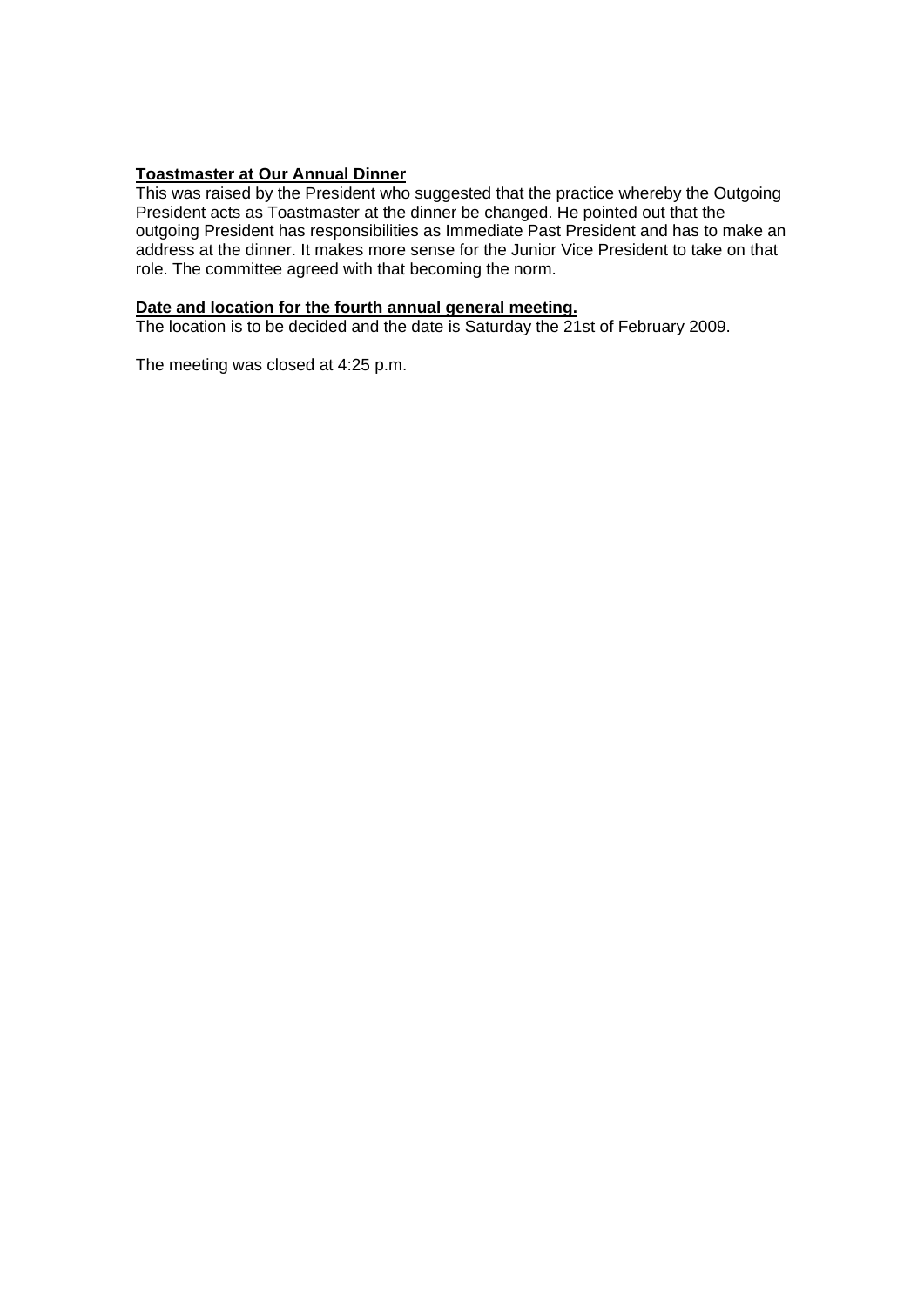**Toastmaster at Our Annual Dinner**

This was raised by the President who suggested that the practice whereby the Outgoing President acts as Toastmaster at the dinner be changed. He pointed out that the outgoing President has responsibilities as Immediate Past President and has to make an address at the dinner. It makes more sense for the Junior Vice President to take on that role. The committee agreed with that becoming the norm.

**Date and location for the fourth annual general meeting.**

The location is to be decided and the date is Saturday the 21st of February 2009.

The meeting was closed at 4:25 p.m.